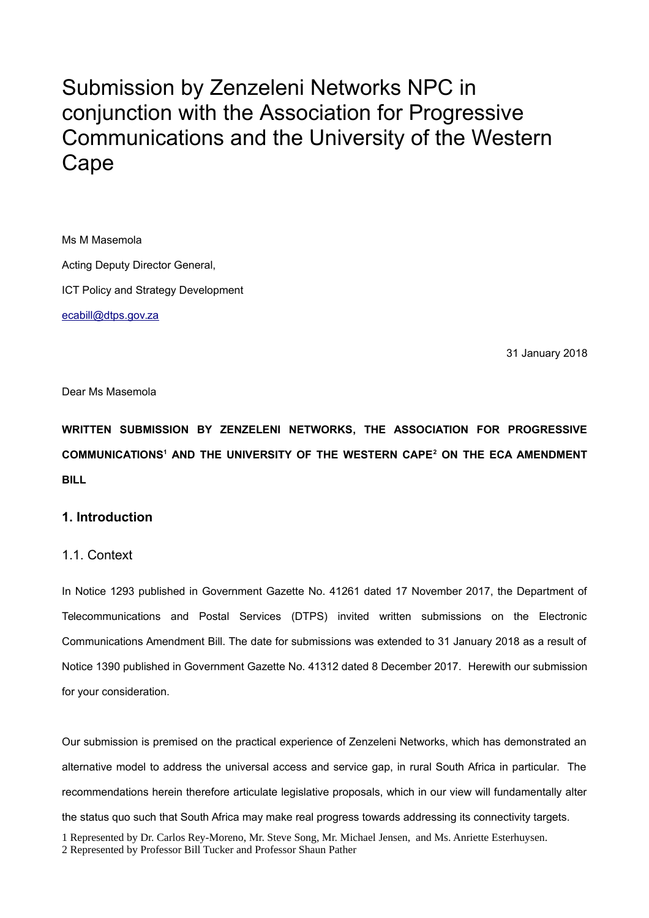# Submission by Zenzeleni Networks NPC in conjunction with the Association for Progressive Communications and the University of the Western Cape

Ms M Masemola

Acting Deputy Director General,

ICT Policy and Strategy Development

ecabill@dtps.gov.za

31 January 2018

Dear Ms Masemola

**WRITTEN SUBMISSION BY ZENZELENI NETWORKS, THE ASSOCIATION FOR PROGRESSIVE COMMUNICATIONS[1] AND THE UNIVERSITY OF THE WESTERN CAPE[2] ON THE ECA AMENDMENT BILL**

## 1. Introduction

### 1.1. Context

In Notice 1293 published in Government Gazette No. 41261 dated 17 November 2017, the Department of Telecommunications and Postal Services (DTPS) invited written submissions on the Electronic Communications Amendment Bill. The date for submissions was extended to 31 January 2018 as a result of Notice 1390 published in Government Gazette No. 41312 dated 8 December 2017. Herewith our submission for your consideration.

Our submission is premised on the practical experience of Zenzeleni Networks, which has demonstrated an alternative model to address the universal access and service gap, in rural South Africa in particular. The recommendations herein therefore articulate legislative proposals, which in our view will fundamentally alter the status quo such that South Africa may make real progress towards addressing its connectivity targets.

1 Represented by Dr. Carlos Rey-Moreno, Mr. Steve Song, Mr. Michael Jensen, and Ms. Anriette Esterhuysen.

2 Represented by Professor Bill Tucker and Professor Shaun Pather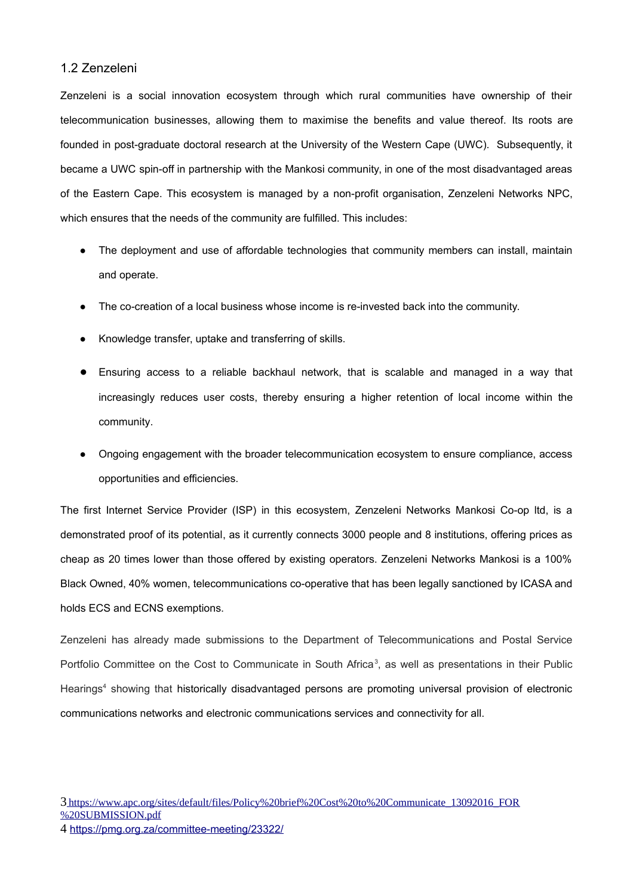## 1.2 Zenzeleni

Zenzeleni is a social innovation ecosystem through which rural communities have ownership of their telecommunication businesses, allowing them to maximise the benefits and value thereof. Its roots are founded in post-graduate doctoral research at the University of the Western Cape (UWC). Subsequently, it became a UWC spin-off in partnership with the Mankosi community, in one of the most disadvantaged areas of the Eastern Cape. This ecosystem is managed by a non-profit organisation, Zenzeleni Networks NPC, which ensures that the needs of the community are fulfilled. This includes:

- The deployment and use of affordable technologies that community members can install, maintain and operate.
- The co-creation of a local business whose income is re-invested back into the community.
- Knowledge transfer, uptake and transferring of skills.
- Ensuring access to a reliable backhaul network, that is scalable and managed in a way that increasingly reduces user costs, thereby ensuring a higher retention of local income within the community.
- Ongoing engagement with the broader telecommunication ecosystem to ensure compliance, access opportunities and efficiencies.

The first Internet Service Provider (ISP) in this ecosystem, Zenzeleni Networks Mankosi Co-op ltd, is a demonstrated proof of its potential, as it currently connects 3000 people and 8 institutions, offering prices as cheap as 20 times lower than those offered by existing operators. Zenzeleni Networks Mankosi is a 100% Black Owned, 40% women, telecommunications co-operative that has been legally sanctioned by ICASA and holds ECS and ECNS exemptions.

Zenzeleni has already made submissions to the Department of Telecommunications and Postal Service Portfolio Committee on the Cost to Communicate in South Africa[3], as well as presentations in their Public Hearings[4] showing that historically disadvantaged persons are promoting universal provision of electronic communications networks and electronic communications services and connectivity for all.

3 https://www.apc.org/sites/default/files/Policy%20brief%20Cost%20to%20Communicate_13092016_FOR%20SUBMISSION.pdf

4 https://pmg.org.za/committee-meeting/23322/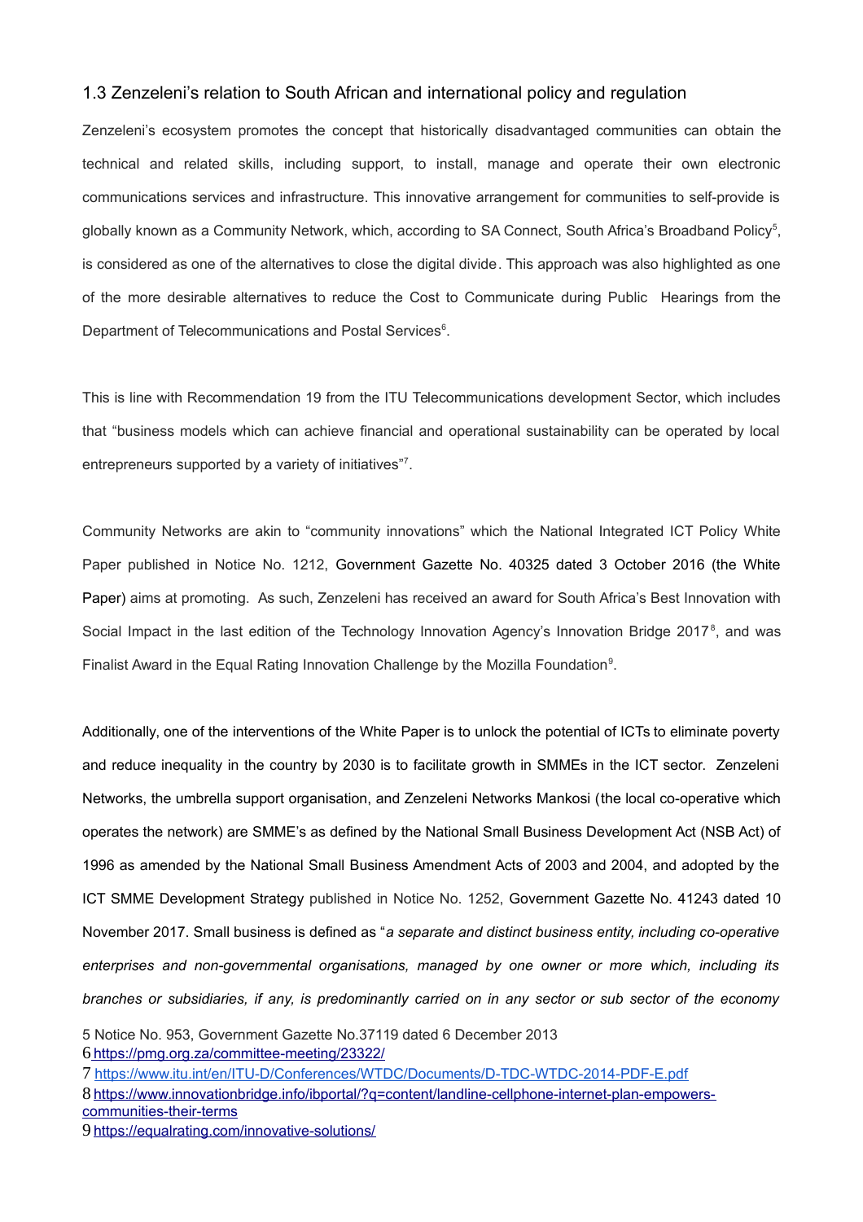### 1.3 Zenzeleni's relation to South African and international policy and regulation

Zenzeleni's ecosystem promotes the concept that historically disadvantaged communities can obtain the technical and related skills, including support, to install, manage and operate their own electronic communications services and infrastructure. This innovative arrangement for communities to self-provide is globally known as a Community Network, which, according to SA Connect, South Africa's Broadband Policy[5], is considered as one of the alternatives to close the digital divide. This approach was also highlighted as one of the more desirable alternatives to reduce the Cost to Communicate during Public Hearings from the Department of Telecommunications and Postal Services[6].

This is line with Recommendation 19 from the ITU Telecommunications development Sector, which includes that "business models which can achieve financial and operational sustainability can be operated by local entrepreneurs supported by a variety of initiatives"[7].

Community Networks are akin to "community innovations" which the National Integrated ICT Policy White Paper published in Notice No. 1212, Government Gazette No. 40325 dated 3 October 2016 (the White Paper) aims at promoting. As such, Zenzeleni has received an award for South Africa's Best Innovation with Social Impact in the last edition of the Technology Innovation Agency's Innovation Bridge 2017[8], and was Finalist Award in the Equal Rating Innovation Challenge by the Mozilla Foundation[9].

Additionally, one of the interventions of the White Paper is to unlock the potential of ICTs to eliminate poverty and reduce inequality in the country by 2030 is to facilitate growth in SMMEs in the ICT sector. Zenzeleni Networks, the umbrella support organisation, and Zenzeleni Networks Mankosi (the local co-operative which operates the network) are SMME's as defined by the National Small Business Development Act (NSB Act) of 1996 as amended by the National Small Business Amendment Acts of 2003 and 2004, and adopted by the ICT SMME Development Strategy published in Notice No. 1252, Government Gazette No. 41243 dated 10 November 2017. Small business is defined as "*a separate and distinct business entity, including co-operative enterprises and non-governmental organisations, managed by one owner or more which, including its branches or subsidiaries, if any, is predominantly carried on in any sector or sub sector of the economy*

5 Notice No. 953, Government Gazette No.37119 dated 6 December 2013

6 https://pmg.org.za/committee-meeting/23322/

7 https://www.itu.int/en/ITU-D/Conferences/WTDC/Documents/D-TDC-WTDC-2014-PDF-E.pdf

8 https://www.innovationbridge.info/ibportal/?q=content/landline-cellphone-internet-plan-empowers-communities-their-terms

9 https://equalrating.com/innovative-solutions/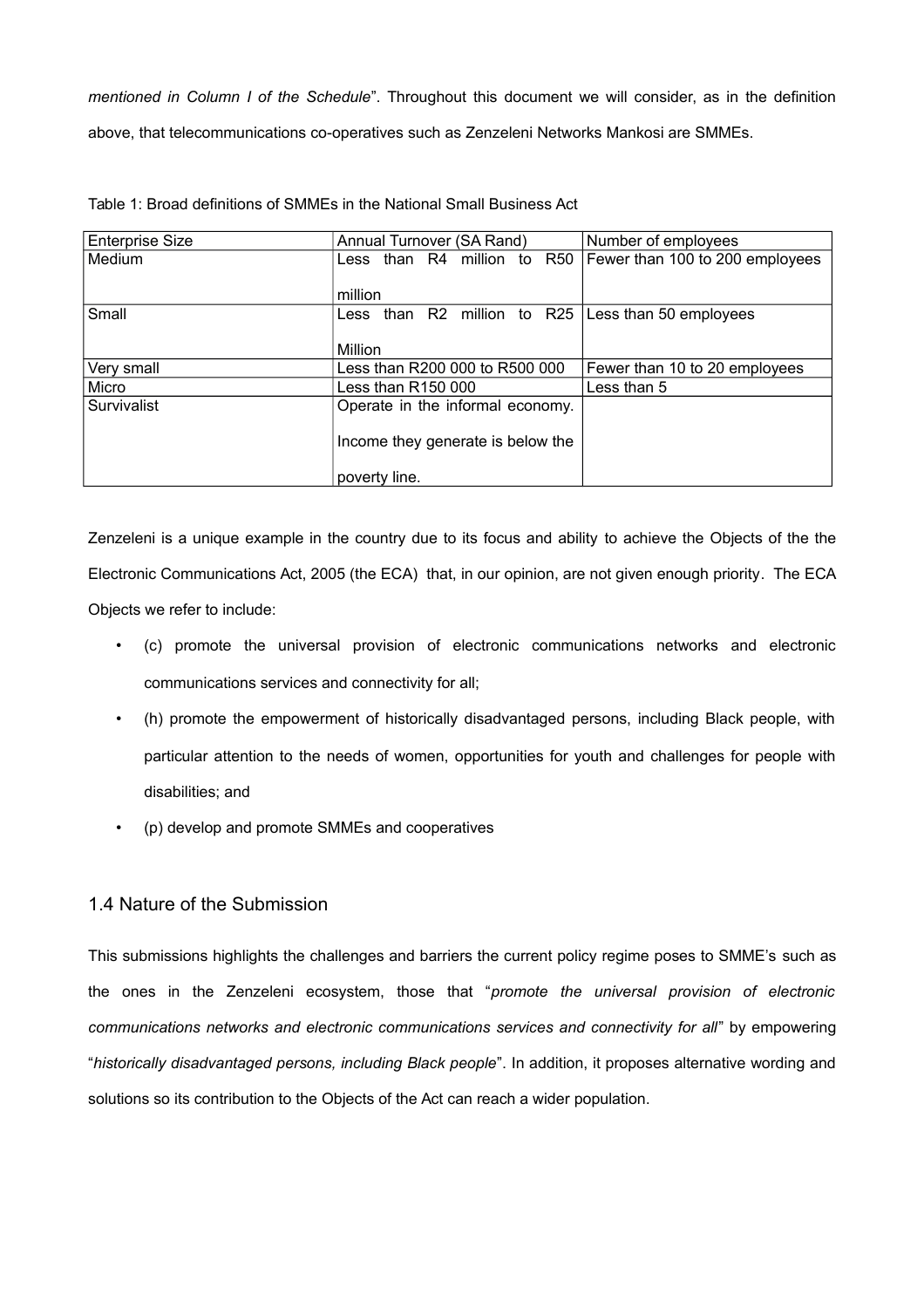*mentioned in Column I of the Schedule*". Throughout this document we will consider, as in the definition above, that telecommunications co-operatives such as Zenzeleni Networks Mankosi are SMMEs.

Table 1: Broad definitions of SMMEs in the National Small Business Act

| Enterprise Size | Annual Turnover (SA Rand) | Number of employees |
|---|---|---|
| Medium | Less than R4 million to R50 million | Fewer than 100 to 200 employees |
| Small | Less than R2 million to R25 Million | Less than 50 employees |
| Very small | Less than R200 000 to R500 000 | Fewer than 10 to 20 employees |
| Micro | Less than R150 000 | Less than 5 |
| Survivalist | Operate in the informal economy. Income they generate is below the poverty line. | |

Zenzeleni is a unique example in the country due to its focus and ability to achieve the Objects of the the Electronic Communications Act, 2005 (the ECA) that, in our opinion, are not given enough priority. The ECA Objects we refer to include:

- (c) promote the universal provision of electronic communications networks and electronic communications services and connectivity for all;
- (h) promote the empowerment of historically disadvantaged persons, including Black people, with particular attention to the needs of women, opportunities for youth and challenges for people with disabilities; and
- (p) develop and promote SMMEs and cooperatives

## 1.4 Nature of the Submission

This submissions highlights the challenges and barriers the current policy regime poses to SMME's such as the ones in the Zenzeleni ecosystem, those that "*promote the universal provision of electronic communications networks and electronic communications services and connectivity for all*" by empowering "*historically disadvantaged persons, including Black people*". In addition, it proposes alternative wording and solutions so its contribution to the Objects of the Act can reach a wider population.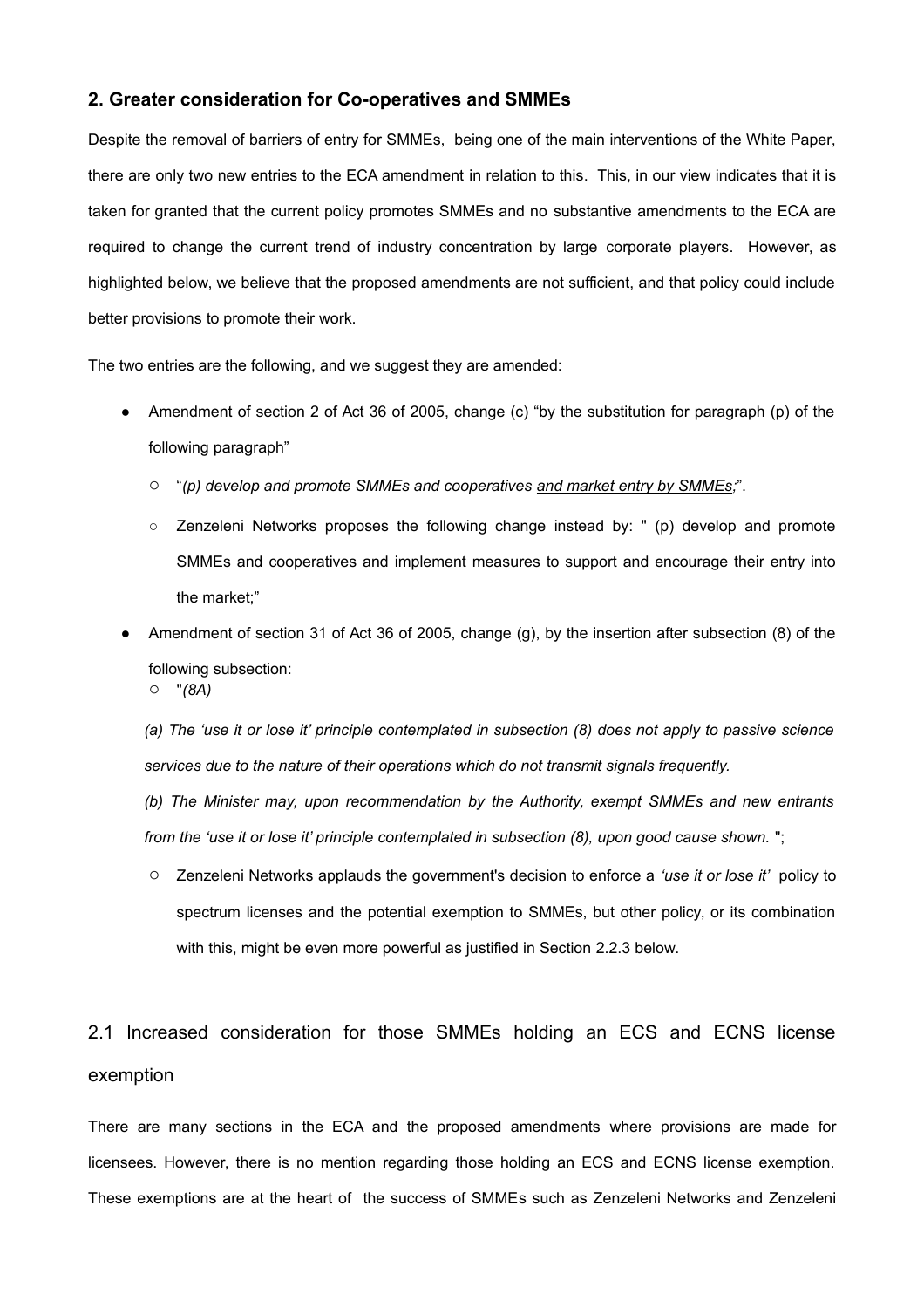## 2. Greater consideration for Co-operatives and SMMEs

Despite the removal of barriers of entry for SMMEs, being one of the main interventions of the White Paper, there are only two new entries to the ECA amendment in relation to this. This, in our view indicates that it is taken for granted that the current policy promotes SMMEs and no substantive amendments to the ECA are required to change the current trend of industry concentration by large corporate players. However, as highlighted below, we believe that the proposed amendments are not sufficient, and that policy could include better provisions to promote their work.

The two entries are the following, and we suggest they are amended:

- Amendment of section 2 of Act 36 of 2005, change (c) "by the substitution for paragraph (p) of the following paragraph"
  - "*(p) develop and promote SMMEs and cooperatives <u>and market entry by SMMEs</u>;*".
  - Zenzeleni Networks proposes the following change instead by: " (p) develop and promote SMMEs and cooperatives and implement measures to support and encourage their entry into the market;"
- Amendment of section 31 of Act 36 of 2005, change (g), by the insertion after subsection (8) of the following subsection:
  - "*(8A)*

    *(a) The 'use it or lose it' principle contemplated in subsection (8) does not apply to passive science services due to the nature of their operations which do not transmit signals frequently.*

    *(b) The Minister may, upon recommendation by the Authority, exempt SMMEs and new entrants from the 'use it or lose it' principle contemplated in subsection (8), upon good cause shown.* ";
  - Zenzeleni Networks applauds the government's decision to enforce a *'use it or lose it'* policy to spectrum licenses and the potential exemption to SMMEs, but other policy, or its combination with this, might be even more powerful as justified in Section 2.2.3 below.

## 2.1 Increased consideration for those SMMEs holding an ECS and ECNS license exemption

There are many sections in the ECA and the proposed amendments where provisions are made for licensees. However, there is no mention regarding those holding an ECS and ECNS license exemption. These exemptions are at the heart of the success of SMMEs such as Zenzeleni Networks and Zenzeleni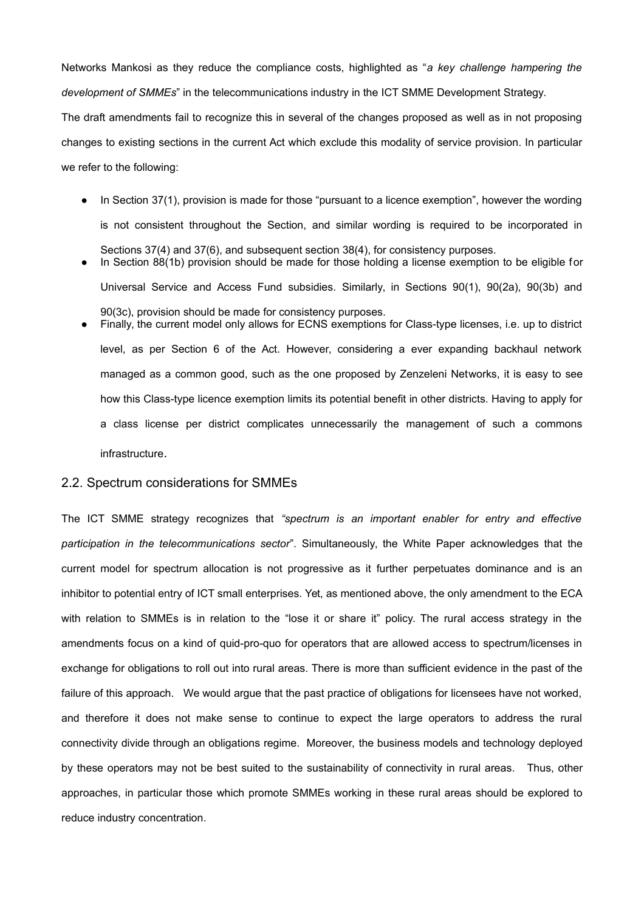Networks Mankosi as they reduce the compliance costs, highlighted as "*a key challenge hampering the development of SMMEs*" in the telecommunications industry in the ICT SMME Development Strategy.

The draft amendments fail to recognize this in several of the changes proposed as well as in not proposing changes to existing sections in the current Act which exclude this modality of service provision. In particular we refer to the following:

- In Section 37(1), provision is made for those "pursuant to a licence exemption", however the wording is not consistent throughout the Section, and similar wording is required to be incorporated in Sections 37(4) and 37(6), and subsequent section 38(4), for consistency purposes.
- In Section 88(1b) provision should be made for those holding a license exemption to be eligible for Universal Service and Access Fund subsidies. Similarly, in Sections 90(1), 90(2a), 90(3b) and 90(3c), provision should be made for consistency purposes.
- Finally, the current model only allows for ECNS exemptions for Class-type licenses, i.e. up to district level, as per Section 6 of the Act. However, considering a ever expanding backhaul network managed as a common good, such as the one proposed by Zenzeleni Networks, it is easy to see how this Class-type licence exemption limits its potential benefit in other districts. Having to apply for a class license per district complicates unnecessarily the management of such a commons infrastructure.

## 2.2. Spectrum considerations for SMMEs

The ICT SMME strategy recognizes that *"spectrum is an important enabler for entry and effective participation in the telecommunications sector*". Simultaneously, the White Paper acknowledges that the current model for spectrum allocation is not progressive as it further perpetuates dominance and is an inhibitor to potential entry of ICT small enterprises. Yet, as mentioned above, the only amendment to the ECA with relation to SMMEs is in relation to the "lose it or share it" policy. The rural access strategy in the amendments focus on a kind of quid-pro-quo for operators that are allowed access to spectrum/licenses in exchange for obligations to roll out into rural areas. There is more than sufficient evidence in the past of the failure of this approach. We would argue that the past practice of obligations for licensees have not worked, and therefore it does not make sense to continue to expect the large operators to address the rural connectivity divide through an obligations regime. Moreover, the business models and technology deployed by these operators may not be best suited to the sustainability of connectivity in rural areas. Thus, other approaches, in particular those which promote SMMEs working in these rural areas should be explored to reduce industry concentration.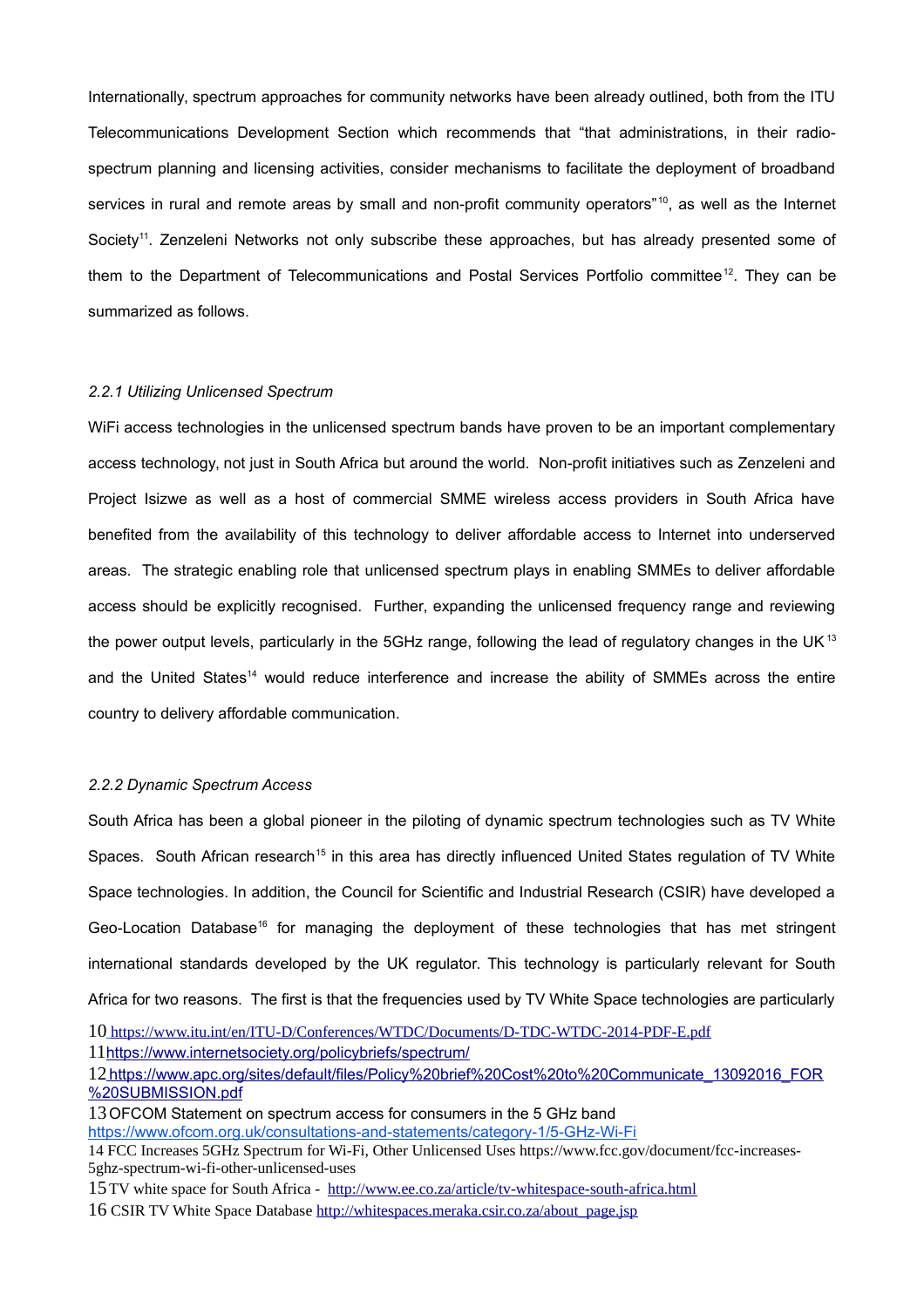Internationally, spectrum approaches for community networks have been already outlined, both from the ITU Telecommunications Development Section which recommends that "that administrations, in their radio-spectrum planning and licensing activities, consider mechanisms to facilitate the deployment of broadband services in rural and remote areas by small and non-profit community operators"[10], as well as the Internet Society[11]. Zenzeleni Networks not only subscribe these approaches, but has already presented some of them to the Department of Telecommunications and Postal Services Portfolio committee[12]. They can be summarized as follows.

*2.2.1 Utilizing Unlicensed Spectrum*

WiFi access technologies in the unlicensed spectrum bands have proven to be an important complementary access technology, not just in South Africa but around the world. Non-profit initiatives such as Zenzeleni and Project Isizwe as well as a host of commercial SMME wireless access providers in South Africa have benefited from the availability of this technology to deliver affordable access to Internet into underserved areas. The strategic enabling role that unlicensed spectrum plays in enabling SMMEs to deliver affordable access should be explicitly recognised. Further, expanding the unlicensed frequency range and reviewing the power output levels, particularly in the 5GHz range, following the lead of regulatory changes in the UK[13] and the United States[14] would reduce interference and increase the ability of SMMEs across the entire country to delivery affordable communication.

*2.2.2 Dynamic Spectrum Access*

South Africa has been a global pioneer in the piloting of dynamic spectrum technologies such as TV White Spaces. South African research[15] in this area has directly influenced United States regulation of TV White Space technologies. In addition, the Council for Scientific and Industrial Research (CSIR) have developed a Geo-Location Database[16] for managing the deployment of these technologies that has met stringent international standards developed by the UK regulator. This technology is particularly relevant for South Africa for two reasons. The first is that the frequencies used by TV White Space technologies are particularly

10 https://www.itu.int/en/ITU-D/Conferences/WTDC/Documents/D-TDC-WTDC-2014-PDF-E.pdf

11 https://www.internetsociety.org/policybriefs/spectrum/

12 https://www.apc.org/sites/default/files/Policy%20brief%20Cost%20to%20Communicate_13092016_FOR%20SUBMISSION.pdf

13 OFCOM Statement on spectrum access for consumers in the 5 GHz band https://www.ofcom.org.uk/consultations-and-statements/category-1/5-GHz-Wi-Fi

14 FCC Increases 5GHz Spectrum for Wi-Fi, Other Unlicensed Uses https://www.fcc.gov/document/fcc-increases-5ghz-spectrum-wi-fi-other-unlicensed-uses

15 TV white space for South Africa - http://www.ee.co.za/article/tv-whitespace-south-africa.html

16 CSIR TV White Space Database http://whitespaces.meraka.csir.co.za/about_page.jsp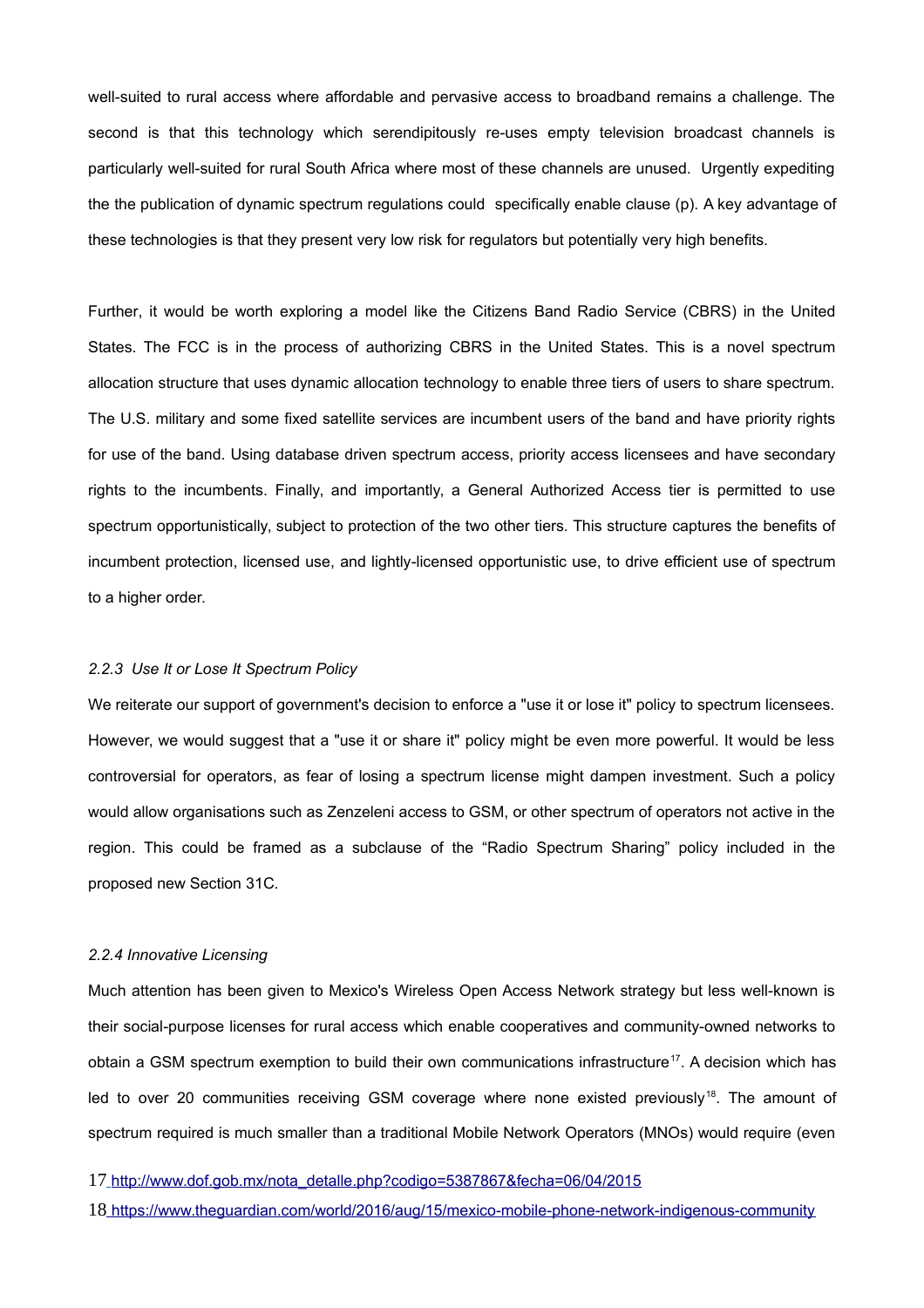well-suited to rural access where affordable and pervasive access to broadband remains a challenge. The second is that this technology which serendipitously re-uses empty television broadcast channels is particularly well-suited for rural South Africa where most of these channels are unused. Urgently expediting the the publication of dynamic spectrum regulations could specifically enable clause (p). A key advantage of these technologies is that they present very low risk for regulators but potentially very high benefits.

Further, it would be worth exploring a model like the Citizens Band Radio Service (CBRS) in the United States. The FCC is in the process of authorizing CBRS in the United States. This is a novel spectrum allocation structure that uses dynamic allocation technology to enable three tiers of users to share spectrum. The U.S. military and some fixed satellite services are incumbent users of the band and have priority rights for use of the band. Using database driven spectrum access, priority access licensees and have secondary rights to the incumbents. Finally, and importantly, a General Authorized Access tier is permitted to use spectrum opportunistically, subject to protection of the two other tiers. This structure captures the benefits of incumbent protection, licensed use, and lightly-licensed opportunistic use, to drive efficient use of spectrum to a higher order.

#### *2.2.3 Use It or Lose It Spectrum Policy*

We reiterate our support of government's decision to enforce a "use it or lose it" policy to spectrum licensees. However, we would suggest that a "use it or share it" policy might be even more powerful. It would be less controversial for operators, as fear of losing a spectrum license might dampen investment. Such a policy would allow organisations such as Zenzeleni access to GSM, or other spectrum of operators not active in the region. This could be framed as a subclause of the “Radio Spectrum Sharing” policy included in the proposed new Section 31C.

#### *2.2.4 Innovative Licensing*

Much attention has been given to Mexico's Wireless Open Access Network strategy but less well-known is their social-purpose licenses for rural access which enable cooperatives and community-owned networks to obtain a GSM spectrum exemption to build their own communications infrastructure[17]. A decision which has led to over 20 communities receiving GSM coverage where none existed previously[18]. The amount of spectrum required is much smaller than a traditional Mobile Network Operators (MNOs) would require (even

17 http://www.dof.gob.mx/nota_detalle.php?codigo=5387867&fecha=06/04/2015

18 https://www.theguardian.com/world/2016/aug/15/mexico-mobile-phone-network-indigenous-community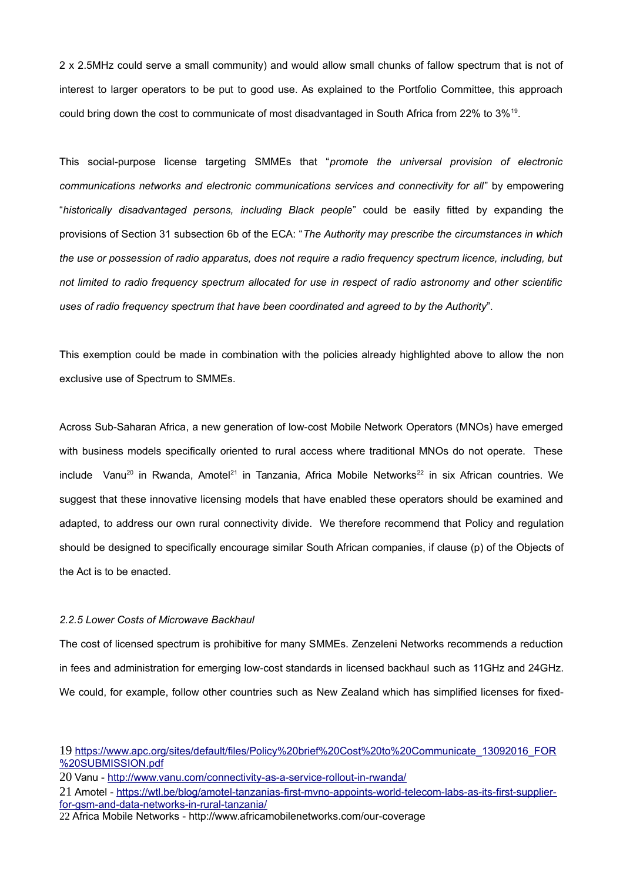2 x 2.5MHz could serve a small community) and would allow small chunks of fallow spectrum that is not of interest to larger operators to be put to good use. As explained to the Portfolio Committee, this approach could bring down the cost to communicate of most disadvantaged in South Africa from 22% to 3%[19].

This social-purpose license targeting SMMEs that "*promote the universal provision of electronic communications networks and electronic communications services and connectivity for all*" by empowering "*historically disadvantaged persons, including Black people*" could be easily fitted by expanding the provisions of Section 31 subsection 6b of the ECA: "*The Authority may prescribe the circumstances in which the use or possession of radio apparatus, does not require a radio frequency spectrum licence, including, but not limited to radio frequency spectrum allocated for use in respect of radio astronomy and other scientific uses of radio frequency spectrum that have been coordinated and agreed to by the Authority*".

This exemption could be made in combination with the policies already highlighted above to allow the non exclusive use of Spectrum to SMMEs.

Across Sub-Saharan Africa, a new generation of low-cost Mobile Network Operators (MNOs) have emerged with business models specifically oriented to rural access where traditional MNOs do not operate. These include Vanu[20] in Rwanda, Amotel[21] in Tanzania, Africa Mobile Networks[22] in six African countries. We suggest that these innovative licensing models that have enabled these operators should be examined and adapted, to address our own rural connectivity divide. We therefore recommend that Policy and regulation should be designed to specifically encourage similar South African companies, if clause (p) of the Objects of the Act is to be enacted.

*2.2.5 Lower Costs of Microwave Backhaul*

The cost of licensed spectrum is prohibitive for many SMMEs. Zenzeleni Networks recommends a reduction in fees and administration for emerging low-cost standards in licensed backhaul such as 11GHz and 24GHz. We could, for example, follow other countries such as New Zealand which has simplified licenses for fixed-

---

19 https://www.apc.org/sites/default/files/Policy%20brief%20Cost%20to%20Communicate_13092016_FOR%20SUBMISSION.pdf

20 Vanu - http://www.vanu.com/connectivity-as-a-service-rollout-in-rwanda/

21 Amotel - https://wtl.be/blog/amotel-tanzanias-first-mvno-appoints-world-telecom-labs-as-its-first-supplier-for-gsm-and-data-networks-in-rural-tanzania/

22 Africa Mobile Networks - http://www.africamobilenetworks.com/our-coverage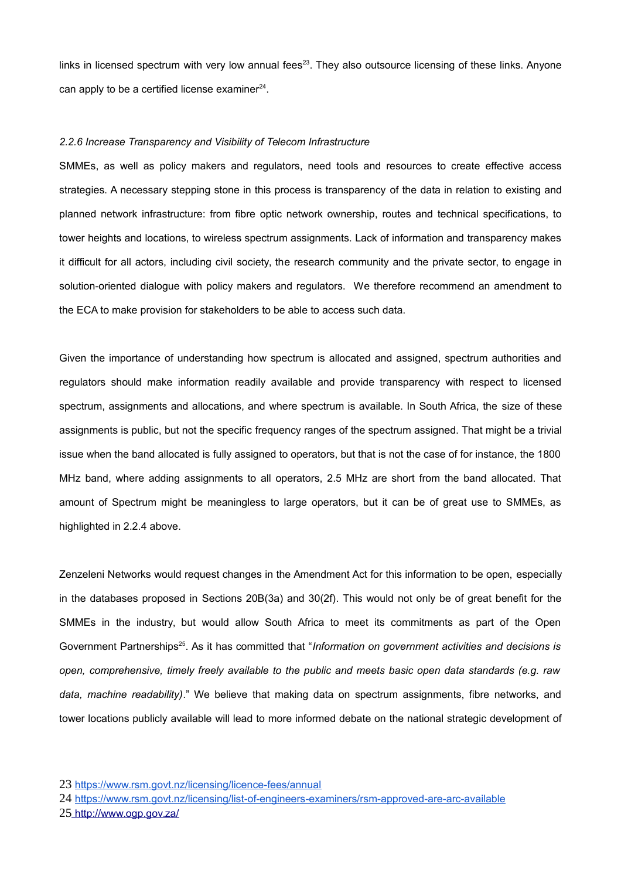links in licensed spectrum with very low annual fees[23]. They also outsource licensing of these links. Anyone can apply to be a certified license examiner[24].

*2.2.6 Increase Transparency and Visibility of Telecom Infrastructure*

SMMEs, as well as policy makers and regulators, need tools and resources to create effective access strategies. A necessary stepping stone in this process is transparency of the data in relation to existing and planned network infrastructure: from fibre optic network ownership, routes and technical specifications, to tower heights and locations, to wireless spectrum assignments. Lack of information and transparency makes it difficult for all actors, including civil society, the research community and the private sector, to engage in solution-oriented dialogue with policy makers and regulators. We therefore recommend an amendment to the ECA to make provision for stakeholders to be able to access such data.

Given the importance of understanding how spectrum is allocated and assigned, spectrum authorities and regulators should make information readily available and provide transparency with respect to licensed spectrum, assignments and allocations, and where spectrum is available. In South Africa, the size of these assignments is public, but not the specific frequency ranges of the spectrum assigned. That might be a trivial issue when the band allocated is fully assigned to operators, but that is not the case of for instance, the 1800 MHz band, where adding assignments to all operators, 2.5 MHz are short from the band allocated. That amount of Spectrum might be meaningless to large operators, but it can be of great use to SMMEs, as highlighted in 2.2.4 above.

Zenzeleni Networks would request changes in the Amendment Act for this information to be open, especially in the databases proposed in Sections 20B(3a) and 30(2f). This would not only be of great benefit for the SMMEs in the industry, but would allow South Africa to meet its commitments as part of the Open Government Partnerships[25]. As it has committed that "*Information on government activities and decisions is open, comprehensive, timely freely available to the public and meets basic open data standards (e.g. raw data, machine readability)*." We believe that making data on spectrum assignments, fibre networks, and tower locations publicly available will lead to more informed debate on the national strategic development of

23 https://www.rsm.govt.nz/licensing/licence-fees/annual

24 https://www.rsm.govt.nz/licensing/list-of-engineers-examiners/rsm-approved-are-arc-available

25 http://www.ogp.gov.za/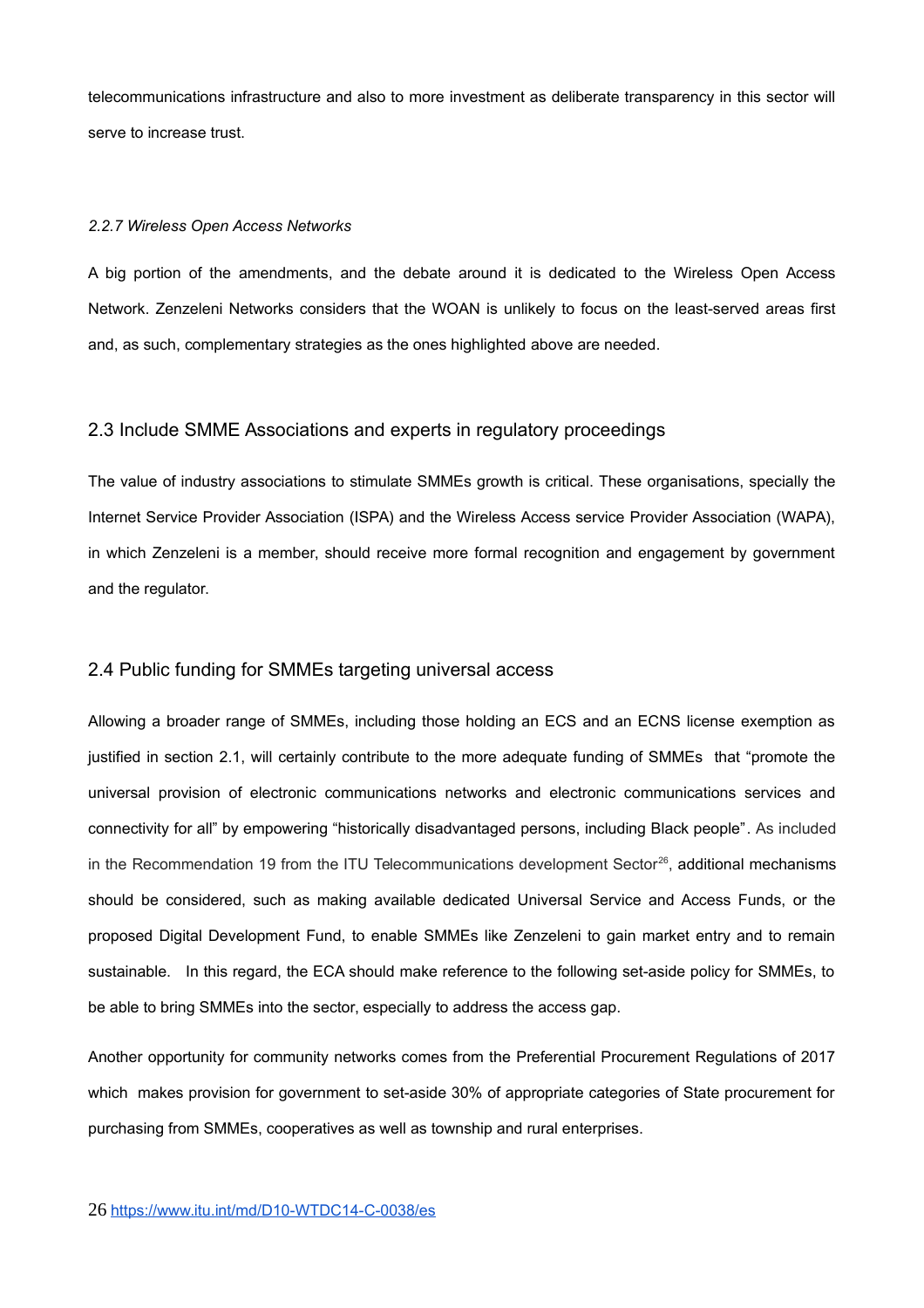telecommunications infrastructure and also to more investment as deliberate transparency in this sector will serve to increase trust.

#### *2.2.7 Wireless Open Access Networks*

A big portion of the amendments, and the debate around it is dedicated to the Wireless Open Access Network. Zenzeleni Networks considers that the WOAN is unlikely to focus on the least-served areas first and, as such, complementary strategies as the ones highlighted above are needed.

### 2.3 Include SMME Associations and experts in regulatory proceedings

The value of industry associations to stimulate SMMEs growth is critical. These organisations, specially the Internet Service Provider Association (ISPA) and the Wireless Access service Provider Association (WAPA), in which Zenzeleni is a member, should receive more formal recognition and engagement by government and the regulator.

### 2.4 Public funding for SMMEs targeting universal access

Allowing a broader range of SMMEs, including those holding an ECS and an ECNS license exemption as justified in section 2.1, will certainly contribute to the more adequate funding of SMMEs that "promote the universal provision of electronic communications networks and electronic communications services and connectivity for all" by empowering "historically disadvantaged persons, including Black people". As included in the Recommendation 19 from the ITU Telecommunications development Sector[26], additional mechanisms should be considered, such as making available dedicated Universal Service and Access Funds, or the proposed Digital Development Fund, to enable SMMEs like Zenzeleni to gain market entry and to remain sustainable. In this regard, the ECA should make reference to the following set-aside policy for SMMEs, to be able to bring SMMEs into the sector, especially to address the access gap.

Another opportunity for community networks comes from the Preferential Procurement Regulations of 2017 which makes provision for government to set-aside 30% of appropriate categories of State procurement for purchasing from SMMEs, cooperatives as well as township and rural enterprises.

26 https://www.itu.int/md/D10-WTDC14-C-0038/es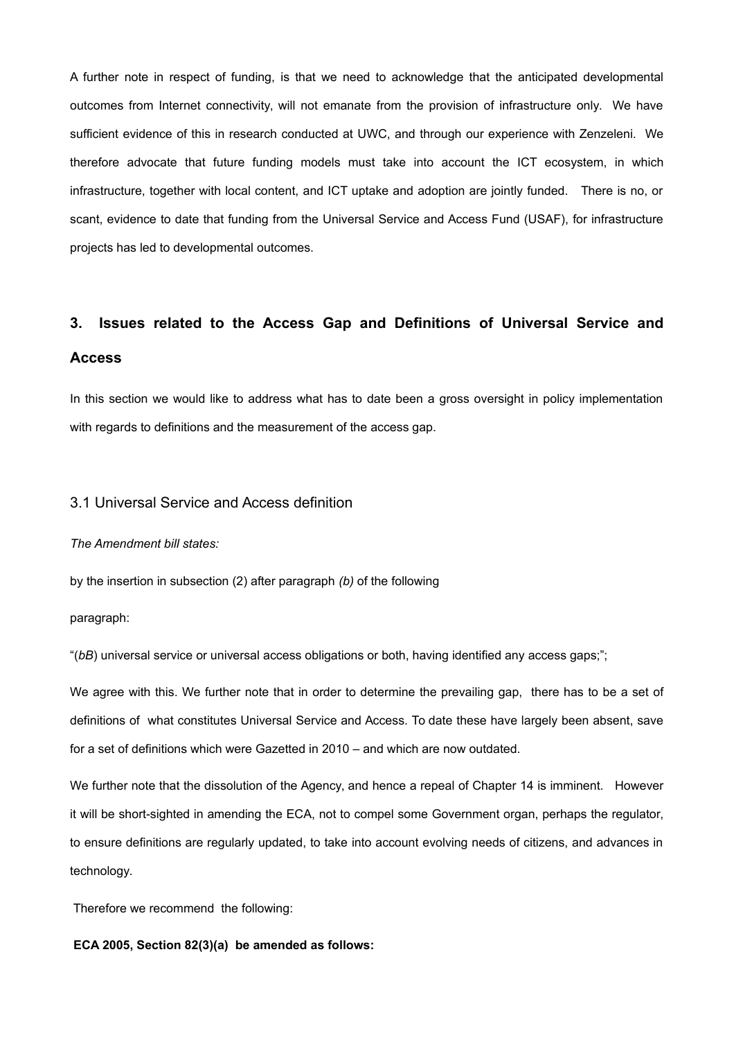A further note in respect of funding, is that we need to acknowledge that the anticipated developmental outcomes from Internet connectivity, will not emanate from the provision of infrastructure only. We have sufficient evidence of this in research conducted at UWC, and through our experience with Zenzeleni. We therefore advocate that future funding models must take into account the ICT ecosystem, in which infrastructure, together with local content, and ICT uptake and adoption are jointly funded. There is no, or scant, evidence to date that funding from the Universal Service and Access Fund (USAF), for infrastructure projects has led to developmental outcomes.

## 3. Issues related to the Access Gap and Definitions of Universal Service and Access

In this section we would like to address what has to date been a gross oversight in policy implementation with regards to definitions and the measurement of the access gap.

### 3.1 Universal Service and Access definition

*The Amendment bill states:*

by the insertion in subsection (2) after paragraph *(b)* of the following

paragraph:

"(*bB*) universal service or universal access obligations or both, having identified any access gaps;";

We agree with this. We further note that in order to determine the prevailing gap, there has to be a set of definitions of what constitutes Universal Service and Access. To date these have largely been absent, save for a set of definitions which were Gazetted in 2010 – and which are now outdated.

We further note that the dissolution of the Agency, and hence a repeal of Chapter 14 is imminent. However it will be short-sighted in amending the ECA, not to compel some Government organ, perhaps the regulator, to ensure definitions are regularly updated, to take into account evolving needs of citizens, and advances in technology.

Therefore we recommend the following:

**ECA 2005, Section 82(3)(a) be amended as follows:**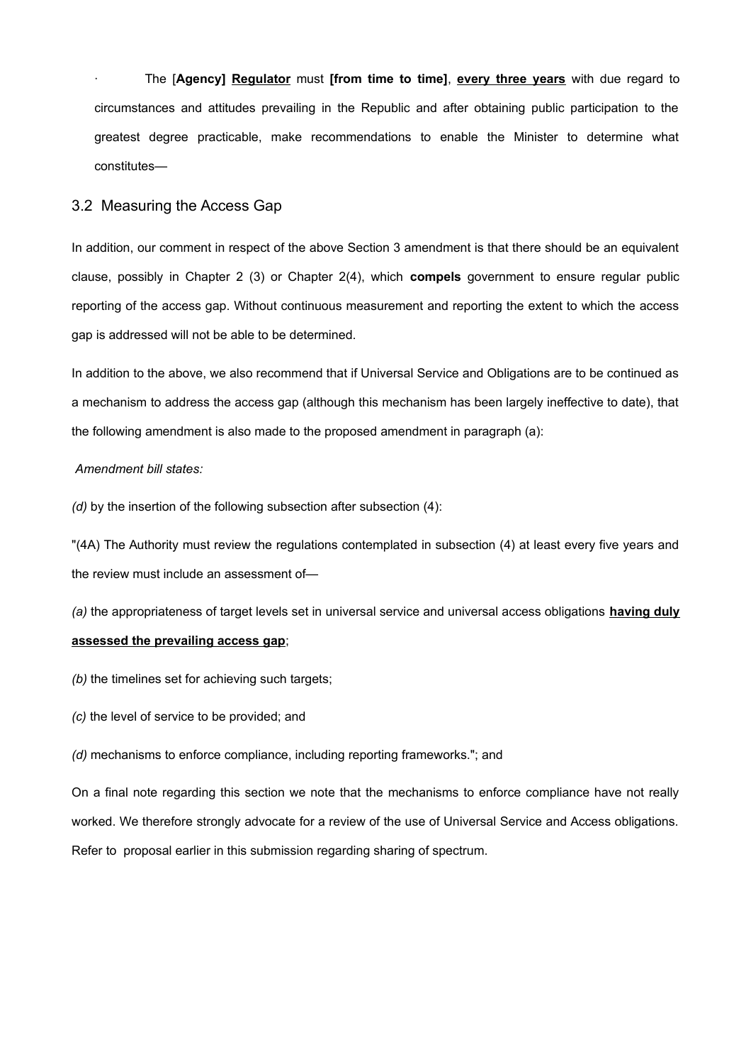· The [**Agency]** **<u>Regulator</u>** must **[from time to time]**, **<u>every three years</u>** with due regard to circumstances and attitudes prevailing in the Republic and after obtaining public participation to the greatest degree practicable, make recommendations to enable the Minister to determine what constitutes—

## 3.2 Measuring the Access Gap

In addition, our comment in respect of the above Section 3 amendment is that there should be an equivalent clause, possibly in Chapter 2 (3) or Chapter 2(4), which **compels** government to ensure regular public reporting of the access gap. Without continuous measurement and reporting the extent to which the access gap is addressed will not be able to be determined.

In addition to the above, we also recommend that if Universal Service and Obligations are to be continued as a mechanism to address the access gap (although this mechanism has been largely ineffective to date), that the following amendment is also made to the proposed amendment in paragraph (a):

*Amendment bill states:*

*(d)* by the insertion of the following subsection after subsection (4):

"(4A) The Authority must review the regulations contemplated in subsection (4) at least every five years and the review must include an assessment of—

*(a)* the appropriateness of target levels set in universal service and universal access obligations **<u>having duly assessed the prevailing access gap</u>**;

*(b)* the timelines set for achieving such targets;

*(c)* the level of service to be provided; and

*(d)* mechanisms to enforce compliance, including reporting frameworks."; and

On a final note regarding this section we note that the mechanisms to enforce compliance have not really worked. We therefore strongly advocate for a review of the use of Universal Service and Access obligations. Refer to proposal earlier in this submission regarding sharing of spectrum.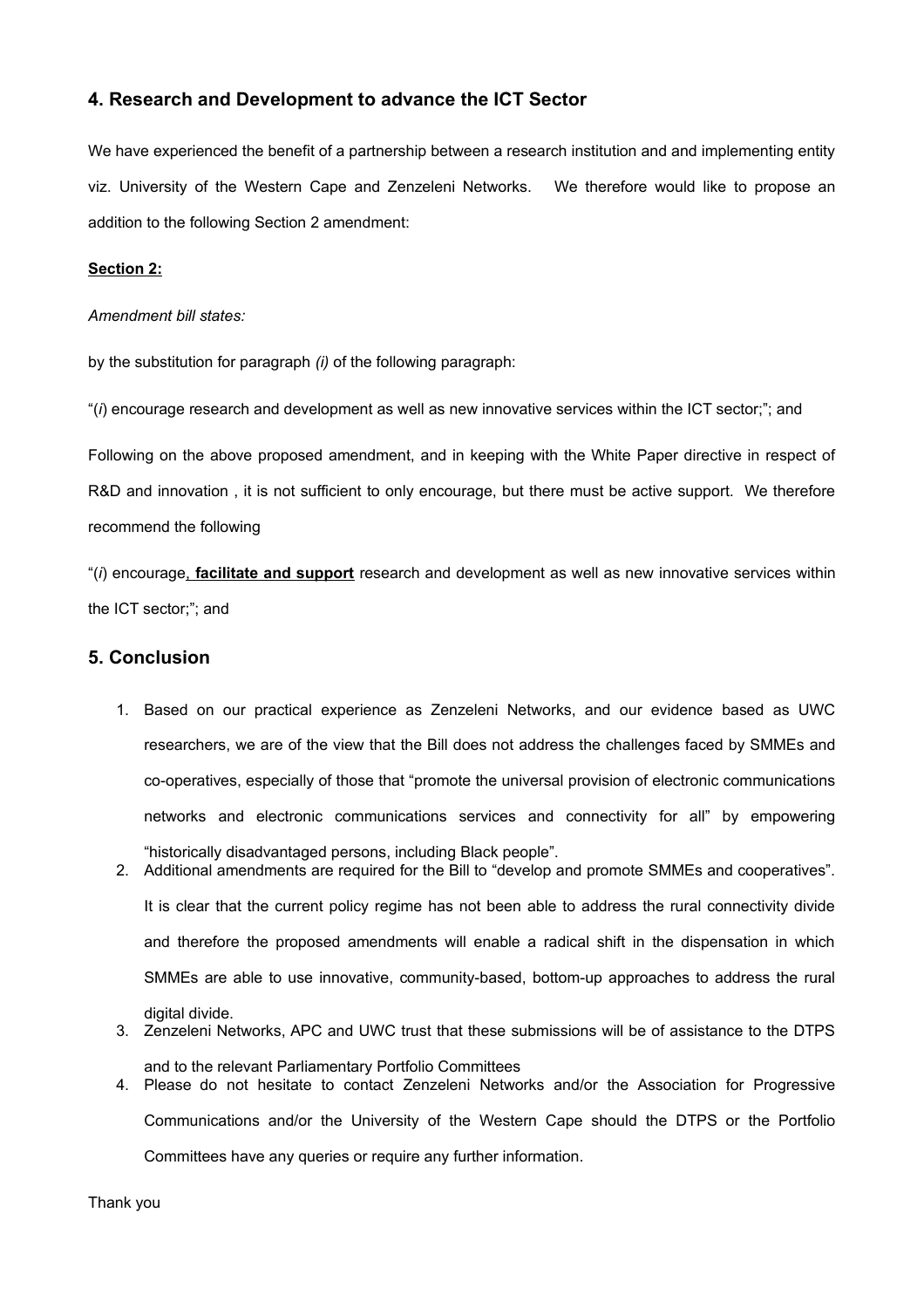## 4. Research and Development to advance the ICT Sector

We have experienced the benefit of a partnership between a research institution and and implementing entity viz. University of the Western Cape and Zenzeleni Networks. We therefore would like to propose an addition to the following Section 2 amendment:

**Section 2:**

*Amendment bill states:*

by the substitution for paragraph *(i)* of the following paragraph:

"(*i*) encourage research and development as well as new innovative services within the ICT sector;"; and

Following on the above proposed amendment, and in keeping with the White Paper directive in respect of R&D and innovation , it is not sufficient to only encourage, but there must be active support. We therefore recommend the following

"(*i*) encourage**, facilitate and support** research and development as well as new innovative services within the ICT sector;"; and

## 5. Conclusion

1. Based on our practical experience as Zenzeleni Networks, and our evidence based as UWC researchers, we are of the view that the Bill does not address the challenges faced by SMMEs and co-operatives, especially of those that "promote the universal provision of electronic communications networks and electronic communications services and connectivity for all" by empowering "historically disadvantaged persons, including Black people".
2. Additional amendments are required for the Bill to "develop and promote SMMEs and cooperatives". It is clear that the current policy regime has not been able to address the rural connectivity divide and therefore the proposed amendments will enable a radical shift in the dispensation in which SMMEs are able to use innovative, community-based, bottom-up approaches to address the rural digital divide.
3. Zenzeleni Networks, APC and UWC trust that these submissions will be of assistance to the DTPS and to the relevant Parliamentary Portfolio Committees
4. Please do not hesitate to contact Zenzeleni Networks and/or the Association for Progressive Communications and/or the University of the Western Cape should the DTPS or the Portfolio Committees have any queries or require any further information.

Thank you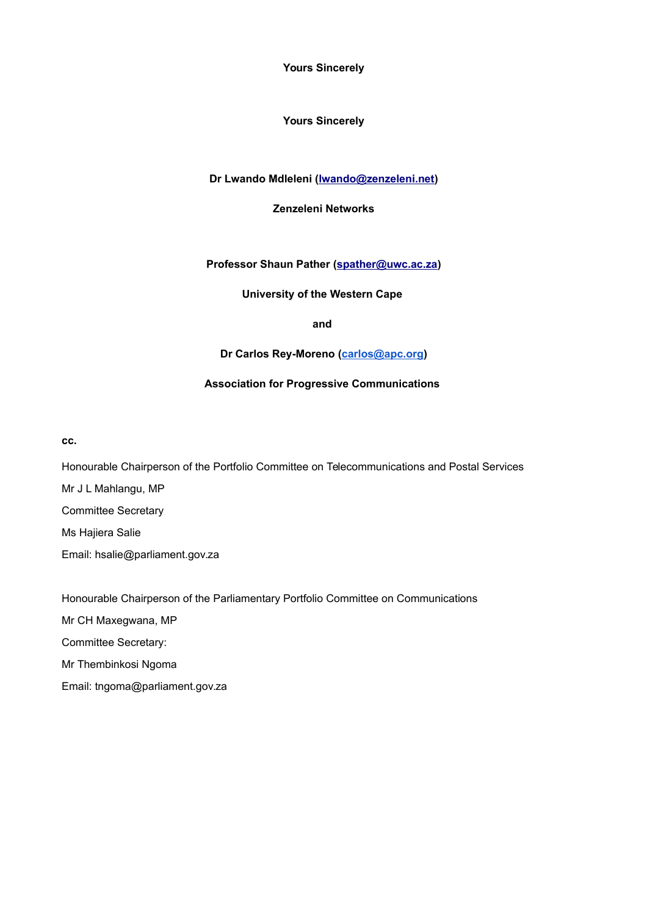**Yours Sincerely**

**Yours Sincerely**

**Dr Lwando Mdleleni (lwando@zenzeleni.net)**

**Zenzeleni Networks**

**Professor Shaun Pather (spather@uwc.ac.za)**

**University of the Western Cape**

**and**

**Dr Carlos Rey-Moreno (carlos@apc.org)**

**Association for Progressive Communications**

**cc.**

Honourable Chairperson of the Portfolio Committee on Telecommunications and Postal Services

Mr J L Mahlangu, MP

Committee Secretary

Ms Hajiera Salie

Email: hsalie@parliament.gov.za

Honourable Chairperson of the Parliamentary Portfolio Committee on Communications

Mr CH Maxegwana, MP

Committee Secretary:

Mr Thembinkosi Ngoma

Email: tngoma@parliament.gov.za